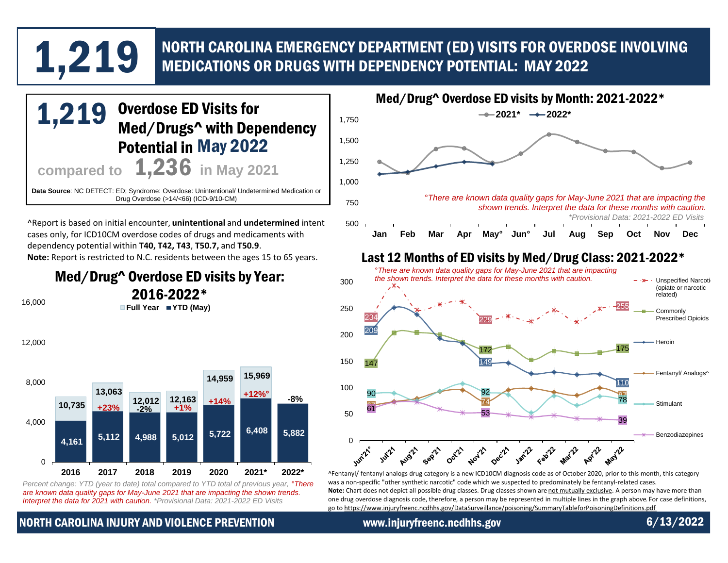# 1,219

## NORTH CAROLINA EMERGENCY DEPARTMENT (ED) VISITS FOR OVERDOSE INVOLVING MEDICATIONS OR DRUGS WITH DEPENDENCY POTENTIAL: MAY 2022

**1,219** Overdose ED Visits for Med/Drugs^ with Dependency Potential in **May 2022**

compared to **1,236** in May 2021

**Data Source**: NC DETECT: ED; Syndrome: Overdose: Unintentional/ Undetermined Medication or Drug Overdose (>14/<66) (ICD-9/10-CM)

^Report is based on initial encounter, **unintentional** and **undetermined** intent cases only, for ICD10CM overdose codes of drugs and medicaments with dependency potential within **T40, T42, T43**, **T50.7,** and **T50.9**.
**Note:** Report is restricted to N.C. residents between the ages 15 to 65 years.

### Med/Drug^ Overdose ED visits by Year: 2016-2022*

| Year | Full Year | YTD (May) | Percent change |
|---|---|---|---|
| 2016 | 10,735 | 4,161 | |
| 2017 | 13,063 | 5,112 | +23% |
| 2018 | 12,012 | 4,988 | -2% |
| 2019 | 12,163 | 5,012 | +1% |
| 2020 | 14,959 | 5,722 | +14% |
| 2021* | 15,969 | 6,408 | +12%° |
| 2022* | | 5,882 | -8% |

*Percent change: YTD (year to date) total compared to YTD total of previous year, °There are known data quality gaps for May-June 2021 that are impacting the shown trends. Interpret the data for 2021 with caution. *Provisional Data: 2021-2022 ED Visits*

### Med/Drug^ Overdose ED visits by Month: 2021-2022*

*°There are known data quality gaps for May-June 2021 that are impacting the shown trends. Interpret the data for these months with caution.*
*\*Provisional Data: 2021-2022 ED Visits*

### Last 12 Months of ED visits by Med/Drug Class: 2021-2022*

*°There are known data quality gaps for May-June 2021 that are impacting the shown trends. Interpret the data for these months with caution.*

| Drug Class | Jun'21° | Nov'21 | May'22 |
|---|---|---|---|
| Unspecified Narcotic (opiate or narcotic related) | 234 | 229 | 255 |
| Commonly Prescribed Opioids | 147 | 172 | 175 |
| Heroin | 209 | 149 | 110 |
| Fentanyl/ Analogs^ | | 74 | |
| Stimulant | 90 | 92 | 78 |
| Benzodiazepines | 61 | 53 | 39 |

^Fentanyl/ fentanyl analogs drug category is a new ICD10CM diagnosis code as of October 2020, prior to this month, this category was a non-specific "other synthetic narcotic" code which we suspected to predominately be fentanyl-related cases.
**Note:** Chart does not depict all possible drug classes. Drug classes shown are not mutually exclusive. A person may have more than one drug overdose diagnosis code, therefore, a person may be represented in multiple lines in the graph above. For case definitions, go to https://www.injuryfreenc.ncdhhs.gov/DataSurveillance/poisoning/SummaryTableforPoisoningDefinitions.pdf

NORTH CAROLINA INJURY AND VIOLENCE PREVENTION | www.injuryfreenc.ncdhhs.gov | 6/13/2022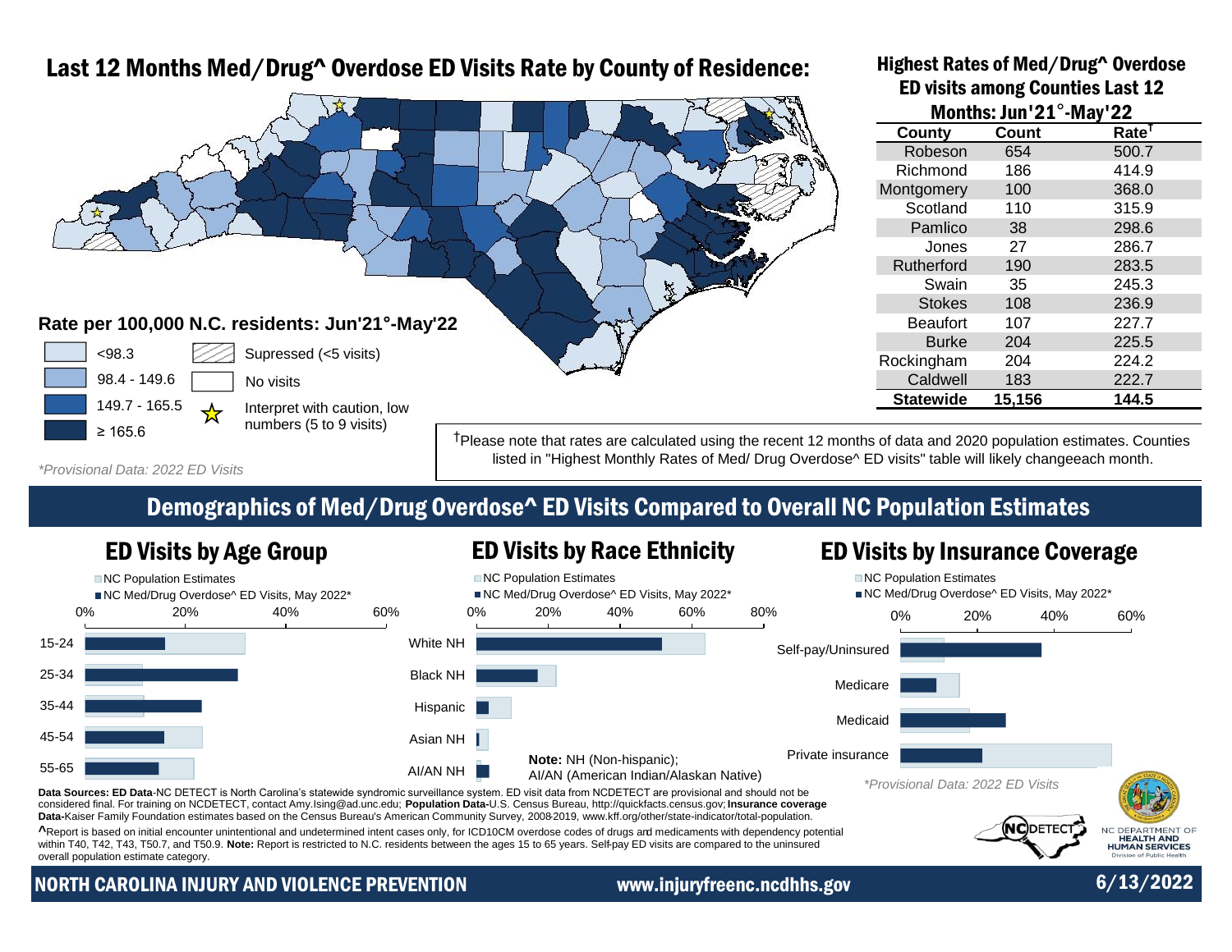## Last 12 Months Med/Drug^ Overdose ED Visits Rate by County of Residence:

**Rate per 100,000 N.C. residents: Jun'21°-May'22**

<98.3
98.4 - 149.6
149.7 - 165.5
≥ 165.6
Supressed (<5 visits)
No visits
Interpret with caution, low numbers (5 to 9 visits)

*\*Provisional Data: 2022 ED Visits*

### Highest Rates of Med/Drug^ Overdose ED visits among Counties Last 12 Months: Jun'21°-May'22

| County | Count | Rate† |
|---|---|---|
| Robeson | 654 | 500.7 |
| Richmond | 186 | 414.9 |
| Montgomery | 100 | 368.0 |
| Scotland | 110 | 315.9 |
| Pamlico | 38 | 298.6 |
| Jones | 27 | 286.7 |
| Rutherford | 190 | 283.5 |
| Swain | 35 | 245.3 |
| Stokes | 108 | 236.9 |
| Beaufort | 107 | 227.7 |
| Burke | 204 | 225.5 |
| Rockingham | 204 | 224.2 |
| Caldwell | 183 | 222.7 |
| **Statewide** | **15,156** | **144.5** |

†Please note that rates are calculated using the recent 12 months of data and 2020 population estimates. Counties listed in "Highest Monthly Rates of Med/ Drug Overdose^ ED visits" table will likely changeeach month.

## Demographics of Med/Drug Overdose^ ED Visits Compared to Overall NC Population Estimates

### ED Visits by Age Group

NC Population Estimates
NC Med/Drug Overdose^ ED Visits, May 2022*

0% 20% 40% 60%

15-24
25-34
35-44
45-54
55-65

### ED Visits by Race Ethnicity

NC Population Estimates
NC Med/Drug Overdose^ ED Visits, May 2022*

0% 20% 40% 60% 80%

White NH
Black NH
Hispanic
Asian NH
AI/AN NH

**Note:** NH (Non-hispanic); AI/AN (American Indian/Alaskan Native)

### ED Visits by Insurance Coverage

NC Population Estimates
NC Med/Drug Overdose^ ED Visits, May 2022*

0% 20% 40% 60%

Self-pay/Uninsured
Medicare
Medicaid
Private insurance

*\*Provisional Data: 2022 ED Visits*

**Data Sources: ED Data**-NC DETECT is North Carolina's statewide syndromic surveillance system. ED visit data from NCDETECT are provisional and should not be considered final. For training on NCDETECT, contact Amy.Ising@ad.unc.edu; **Population Data**-U.S. Census Bureau, http://quickfacts.census.gov; **Insurance coverage Data**-Kaiser Family Foundation estimates based on the Census Bureau's American Community Survey, 2008-2019, www.kff.org/other/state-indicator/total-population.

**^**Report is based on initial encounter unintentional and undetermined intent cases only, for ICD10CM overdose codes of drugs and medicaments with dependency potential within T40, T42, T43, T50.7, and T50.9. **Note:** Report is restricted to N.C. residents between the ages 15 to 65 years. Self-pay ED visits are compared to the uninsured overall population estimate category.

NC DETECT

NC DEPARTMENT OF HEALTH AND HUMAN SERVICES Division of Public Health

**NORTH CAROLINA INJURY AND VIOLENCE PREVENTION** www.injuryfreenc.ncdhhs.gov 6/13/2022